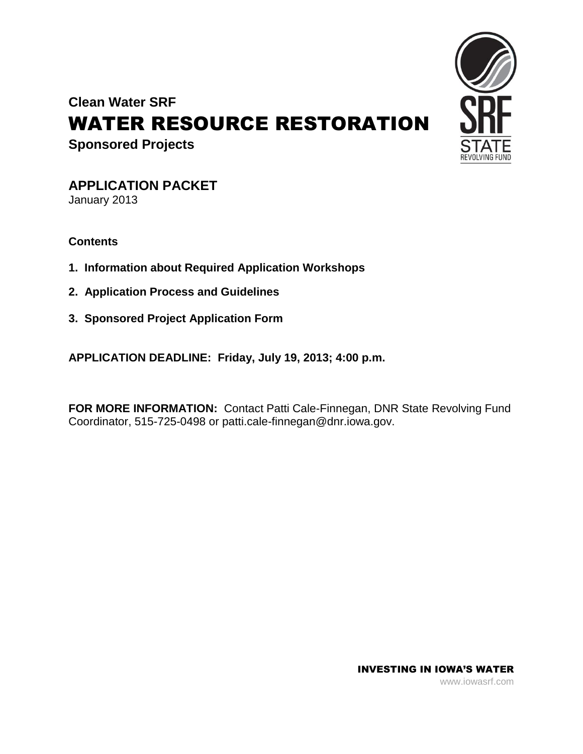**Clean Water SRF**

# WATER RESOURCE RESTORATION

**Sponsored Projects**

SRF STATE REVOLVING FUND

## APPLICATION PACKET

January 2013

**Contents**

1. **Information about Required Application Workshops**
2. **Application Process and Guidelines**
3. **Sponsored Project Application Form**

**APPLICATION DEADLINE: Friday, July 19, 2013; 4:00 p.m.**

**FOR MORE INFORMATION:** Contact Patti Cale-Finnegan, DNR State Revolving Fund Coordinator, 515-725-0498 or patti.cale-finnegan@dnr.iowa.gov.

**INVESTING IN IOWA'S WATER**

www.iowasrf.com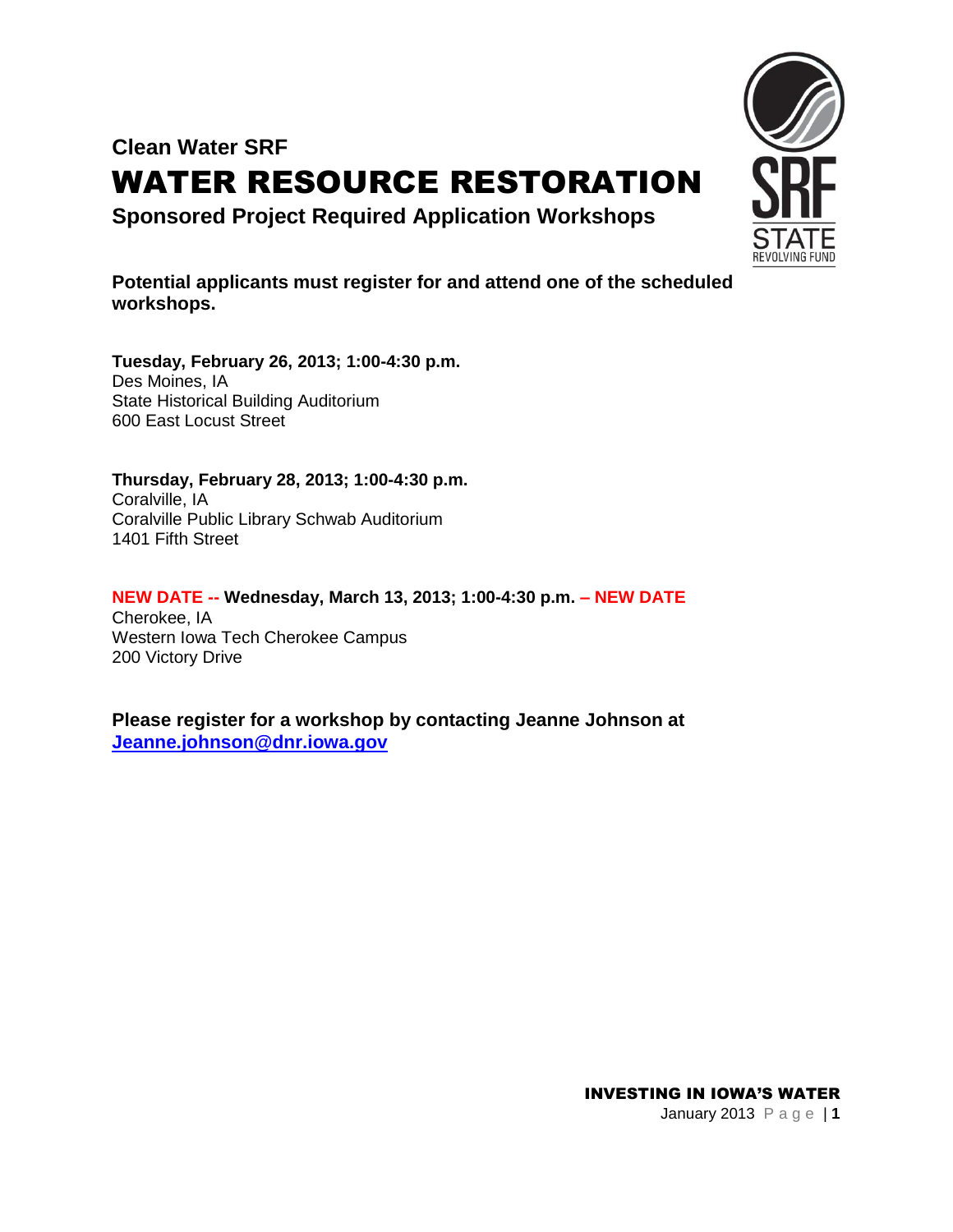**Clean Water SRF**

# WATER RESOURCE RESTORATION

**Sponsored Project Required Application Workshops**

**Potential applicants must register for and attend one of the scheduled workshops.**

**Tuesday, February 26, 2013; 1:00-4:30 p.m.**
Des Moines, IA
State Historical Building Auditorium
600 East Locust Street

**Thursday, February 28, 2013; 1:00-4:30 p.m.**
Coralville, IA
Coralville Public Library Schwab Auditorium
1401 Fifth Street

**NEW DATE -- Wednesday, March 13, 2013; 1:00-4:30 p.m. – NEW DATE**
Cherokee, IA
Western Iowa Tech Cherokee Campus
200 Victory Drive

**Please register for a workshop by contacting Jeanne Johnson at [Jeanne.johnson@dnr.iowa.gov](mailto:Jeanne.johnson@dnr.iowa.gov)**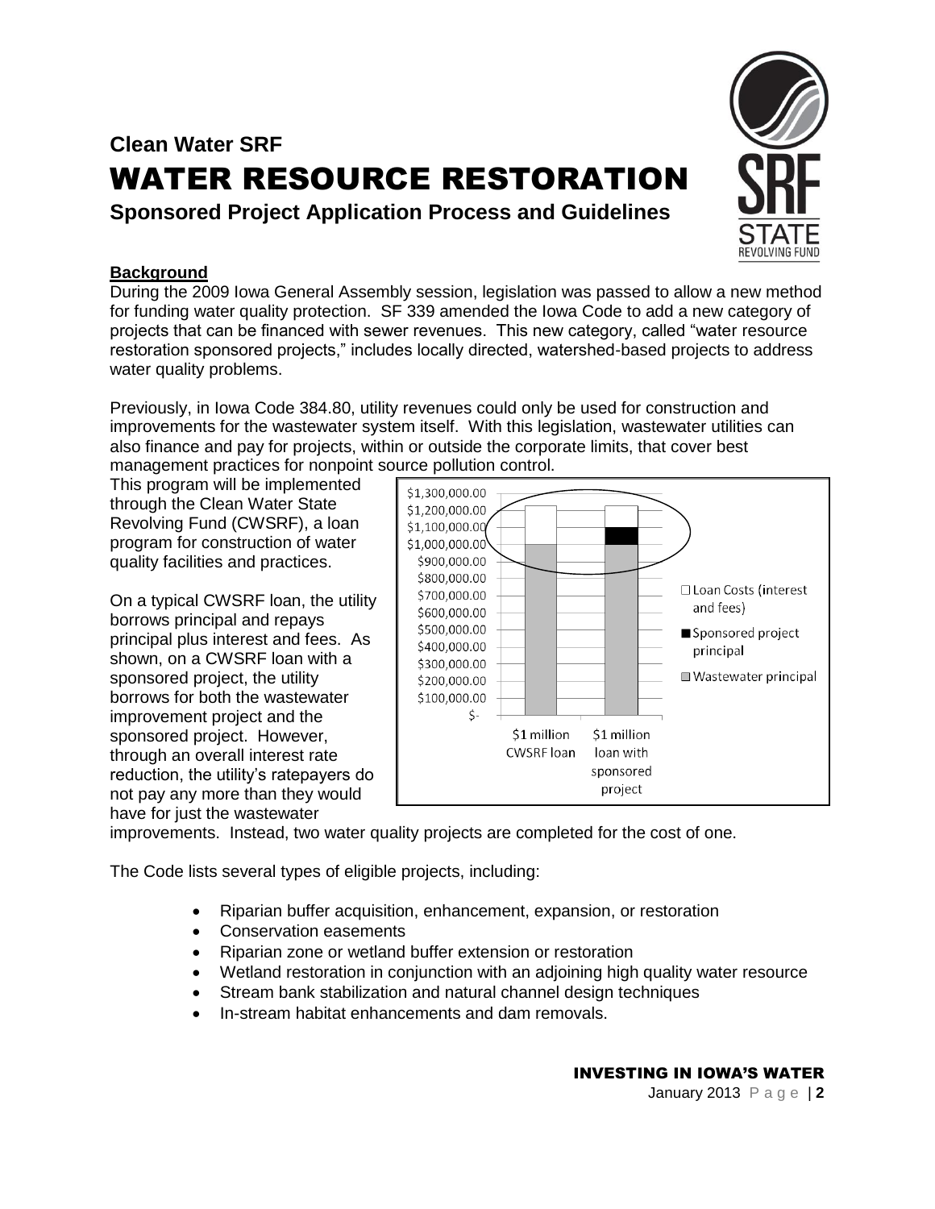**Clean Water SRF**

# WATER RESOURCE RESTORATION

## Sponsored Project Application Process and Guidelines

SRF
STATE
REVOLVING FUND

**Background**

During the 2009 Iowa General Assembly session, legislation was passed to allow a new method for funding water quality protection. SF 339 amended the Iowa Code to add a new category of projects that can be financed with sewer revenues. This new category, called "water resource restoration sponsored projects," includes locally directed, watershed-based projects to address water quality problems.

Previously, in Iowa Code 384.80, utility revenues could only be used for construction and improvements for the wastewater system itself. With this legislation, wastewater utilities can also finance and pay for projects, within or outside the corporate limits, that cover best management practices for nonpoint source pollution control.

This program will be implemented through the Clean Water State Revolving Fund (CWSRF), a loan program for construction of water quality facilities and practices.

On a typical CWSRF loan, the utility borrows principal and repays principal plus interest and fees. As shown, on a CWSRF loan with a sponsored project, the utility borrows for both the wastewater improvement project and the sponsored project. However, through an overall interest rate reduction, the utility's ratepayers do not pay any more than they would have for just the wastewater improvements. Instead, two water quality projects are completed for the cost of one.

$1,300,000.00
$1,200,000.00
$1,100,000.00
$1,000,000.00
$900,000.00
$800,000.00
$700,000.00
$600,000.00
$500,000.00
$400,000.00
$300,000.00
$200,000.00
$100,000.00
$-

$1 million CWSRF loan
$1 million loan with sponsored project

Loan Costs (interest and fees)
Sponsored project principal
Wastewater principal

The Code lists several types of eligible projects, including:

- Riparian buffer acquisition, enhancement, expansion, or restoration
- Conservation easements
- Riparian zone or wetland buffer extension or restoration
- Wetland restoration in conjunction with an adjoining high quality water resource
- Stream bank stabilization and natural channel design techniques
- In-stream habitat enhancements and dam removals.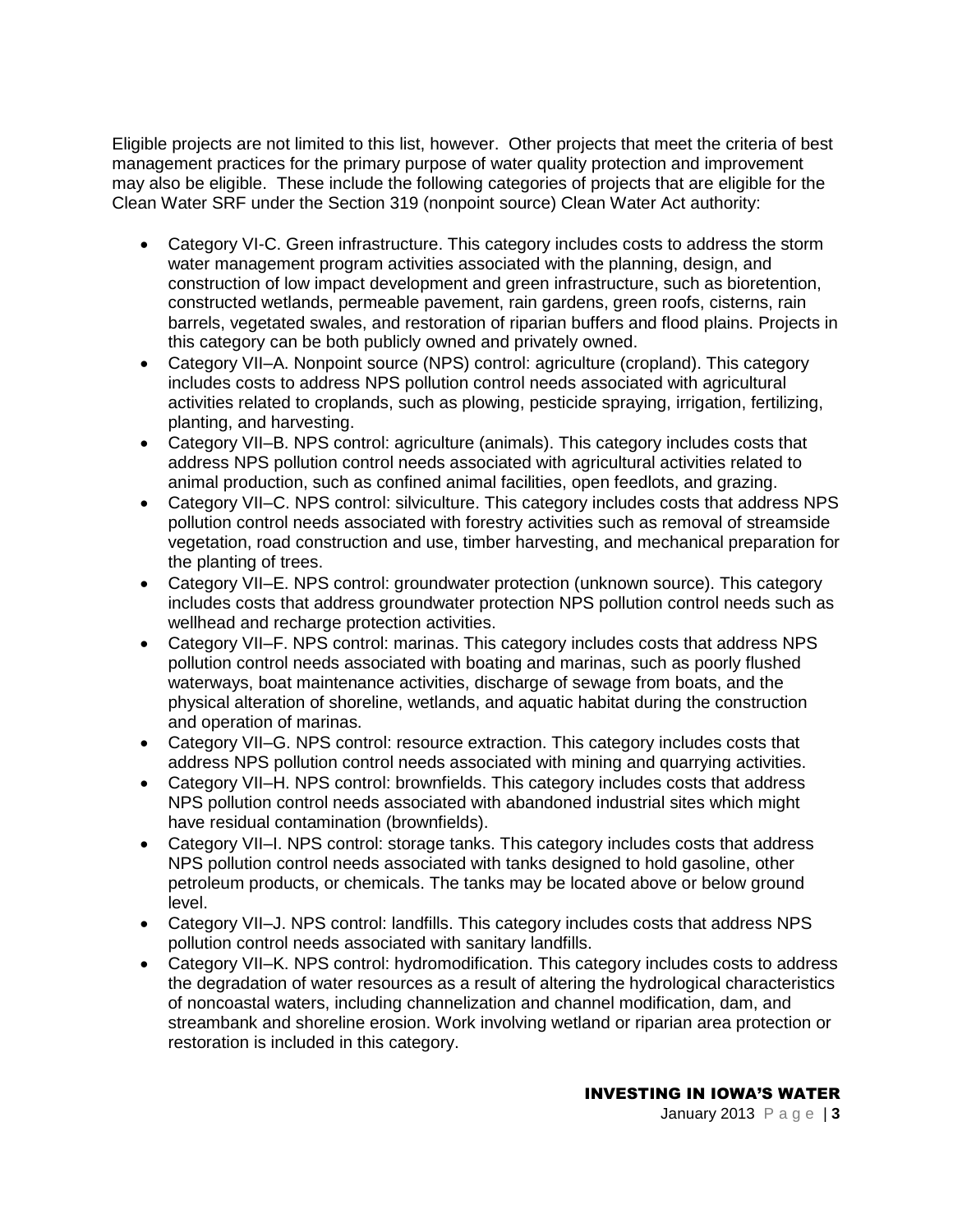Eligible projects are not limited to this list, however. Other projects that meet the criteria of best management practices for the primary purpose of water quality protection and improvement may also be eligible. These include the following categories of projects that are eligible for the Clean Water SRF under the Section 319 (nonpoint source) Clean Water Act authority:

- Category VI-C. Green infrastructure. This category includes costs to address the storm water management program activities associated with the planning, design, and construction of low impact development and green infrastructure, such as bioretention, constructed wetlands, permeable pavement, rain gardens, green roofs, cisterns, rain barrels, vegetated swales, and restoration of riparian buffers and flood plains. Projects in this category can be both publicly owned and privately owned.
- Category VII–A. Nonpoint source (NPS) control: agriculture (cropland). This category includes costs to address NPS pollution control needs associated with agricultural activities related to croplands, such as plowing, pesticide spraying, irrigation, fertilizing, planting, and harvesting.
- Category VII–B. NPS control: agriculture (animals). This category includes costs that address NPS pollution control needs associated with agricultural activities related to animal production, such as confined animal facilities, open feedlots, and grazing.
- Category VII–C. NPS control: silviculture. This category includes costs that address NPS pollution control needs associated with forestry activities such as removal of streamside vegetation, road construction and use, timber harvesting, and mechanical preparation for the planting of trees.
- Category VII–E. NPS control: groundwater protection (unknown source). This category includes costs that address groundwater protection NPS pollution control needs such as wellhead and recharge protection activities.
- Category VII–F. NPS control: marinas. This category includes costs that address NPS pollution control needs associated with boating and marinas, such as poorly flushed waterways, boat maintenance activities, discharge of sewage from boats, and the physical alteration of shoreline, wetlands, and aquatic habitat during the construction and operation of marinas.
- Category VII–G. NPS control: resource extraction. This category includes costs that address NPS pollution control needs associated with mining and quarrying activities.
- Category VII–H. NPS control: brownfields. This category includes costs that address NPS pollution control needs associated with abandoned industrial sites which might have residual contamination (brownfields).
- Category VII–I. NPS control: storage tanks. This category includes costs that address NPS pollution control needs associated with tanks designed to hold gasoline, other petroleum products, or chemicals. The tanks may be located above or below ground level.
- Category VII–J. NPS control: landfills. This category includes costs that address NPS pollution control needs associated with sanitary landfills.
- Category VII–K. NPS control: hydromodification. This category includes costs to address the degradation of water resources as a result of altering the hydrological characteristics of noncoastal waters, including channelization and channel modification, dam, and streambank and shoreline erosion. Work involving wetland or riparian area protection or restoration is included in this category.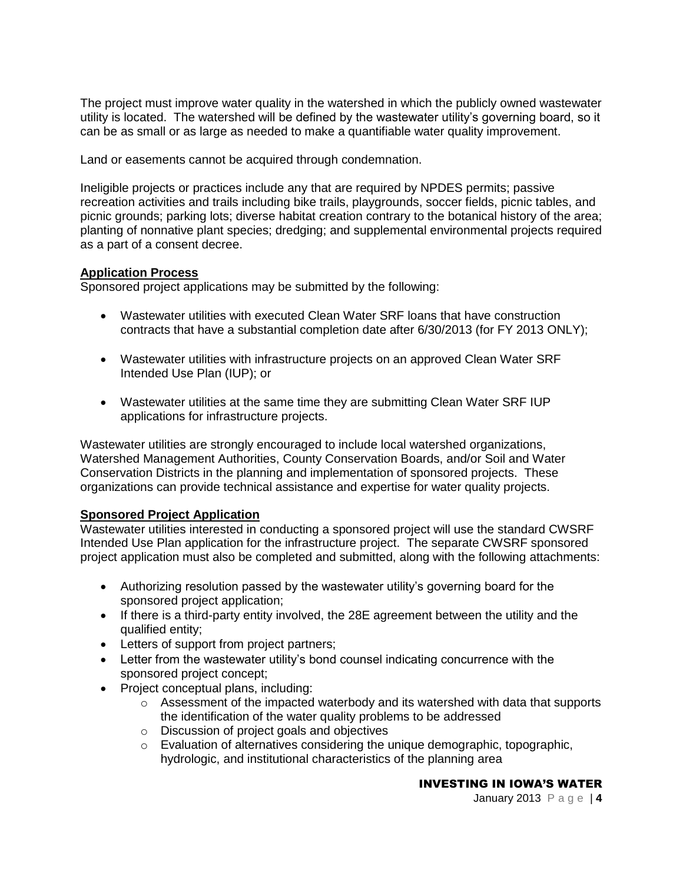The project must improve water quality in the watershed in which the publicly owned wastewater utility is located. The watershed will be defined by the wastewater utility's governing board, so it can be as small or as large as needed to make a quantifiable water quality improvement.

Land or easements cannot be acquired through condemnation.

Ineligible projects or practices include any that are required by NPDES permits; passive recreation activities and trails including bike trails, playgrounds, soccer fields, picnic tables, and picnic grounds; parking lots; diverse habitat creation contrary to the botanical history of the area; planting of nonnative plant species; dredging; and supplemental environmental projects required as a part of a consent decree.

### Application Process

Sponsored project applications may be submitted by the following:

- Wastewater utilities with executed Clean Water SRF loans that have construction contracts that have a substantial completion date after 6/30/2013 (for FY 2013 ONLY);
- Wastewater utilities with infrastructure projects on an approved Clean Water SRF Intended Use Plan (IUP); or
- Wastewater utilities at the same time they are submitting Clean Water SRF IUP applications for infrastructure projects.

Wastewater utilities are strongly encouraged to include local watershed organizations, Watershed Management Authorities, County Conservation Boards, and/or Soil and Water Conservation Districts in the planning and implementation of sponsored projects. These organizations can provide technical assistance and expertise for water quality projects.

### Sponsored Project Application

Wastewater utilities interested in conducting a sponsored project will use the standard CWSRF Intended Use Plan application for the infrastructure project. The separate CWSRF sponsored project application must also be completed and submitted, along with the following attachments:

- Authorizing resolution passed by the wastewater utility's governing board for the sponsored project application;
- If there is a third-party entity involved, the 28E agreement between the utility and the qualified entity;
- Letters of support from project partners;
- Letter from the wastewater utility's bond counsel indicating concurrence with the sponsored project concept;
- Project conceptual plans, including:
  - Assessment of the impacted waterbody and its watershed with data that supports the identification of the water quality problems to be addressed
  - Discussion of project goals and objectives
  - Evaluation of alternatives considering the unique demographic, topographic, hydrologic, and institutional characteristics of the planning area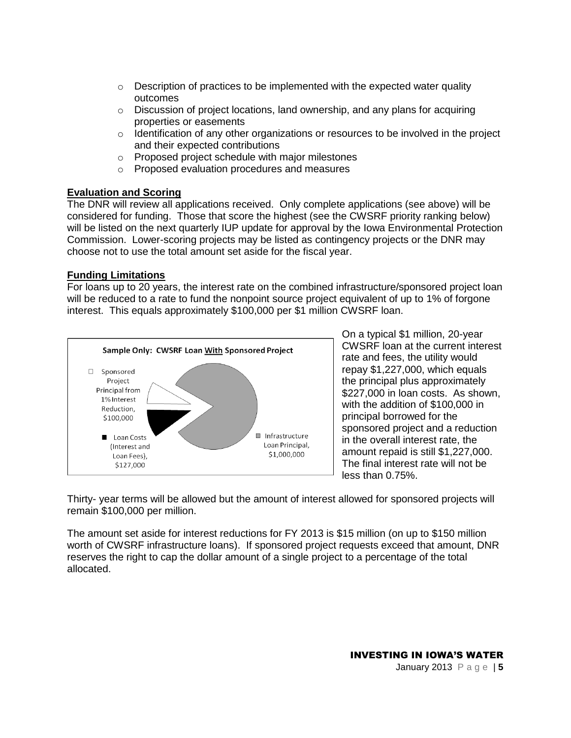- Description of practices to be implemented with the expected water quality outcomes
- Discussion of project locations, land ownership, and any plans for acquiring properties or easements
- Identification of any other organizations or resources to be involved in the project and their expected contributions
- Proposed project schedule with major milestones
- Proposed evaluation procedures and measures

**Evaluation and Scoring**

The DNR will review all applications received. Only complete applications (see above) will be considered for funding. Those that score the highest (see the CWSRF priority ranking below) will be listed on the next quarterly IUP update for approval by the Iowa Environmental Protection Commission. Lower-scoring projects may be listed as contingency projects or the DNR may choose not to use the total amount set aside for the fiscal year.

**Funding Limitations**

For loans up to 20 years, the interest rate on the combined infrastructure/sponsored project loan will be reduced to a rate to fund the nonpoint source project equivalent of up to 1% of forgone interest. This equals approximately $100,000 per $1 million CWSRF loan.

Sample Only: CWSRF Loan With Sponsored Project

Sponsored Project Principal from 1% Interest Reduction, $100,000

Loan Costs (Interest and Loan Fees), $127,000

Infrastructure Loan Principal, $1,000,000

On a typical $1 million, 20-year CWSRF loan at the current interest rate and fees, the utility would repay $1,227,000, which equals the principal plus approximately $227,000 in loan costs. As shown, with the addition of $100,000 in principal borrowed for the sponsored project and a reduction in the overall interest rate, the amount repaid is still $1,227,000. The final interest rate will not be less than 0.75%.

Thirty- year terms will be allowed but the amount of interest allowed for sponsored projects will remain $100,000 per million.

The amount set aside for interest reductions for FY 2013 is $15 million (on up to $150 million worth of CWSRF infrastructure loans). If sponsored project requests exceed that amount, DNR reserves the right to cap the dollar amount of a single project to a percentage of the total allocated.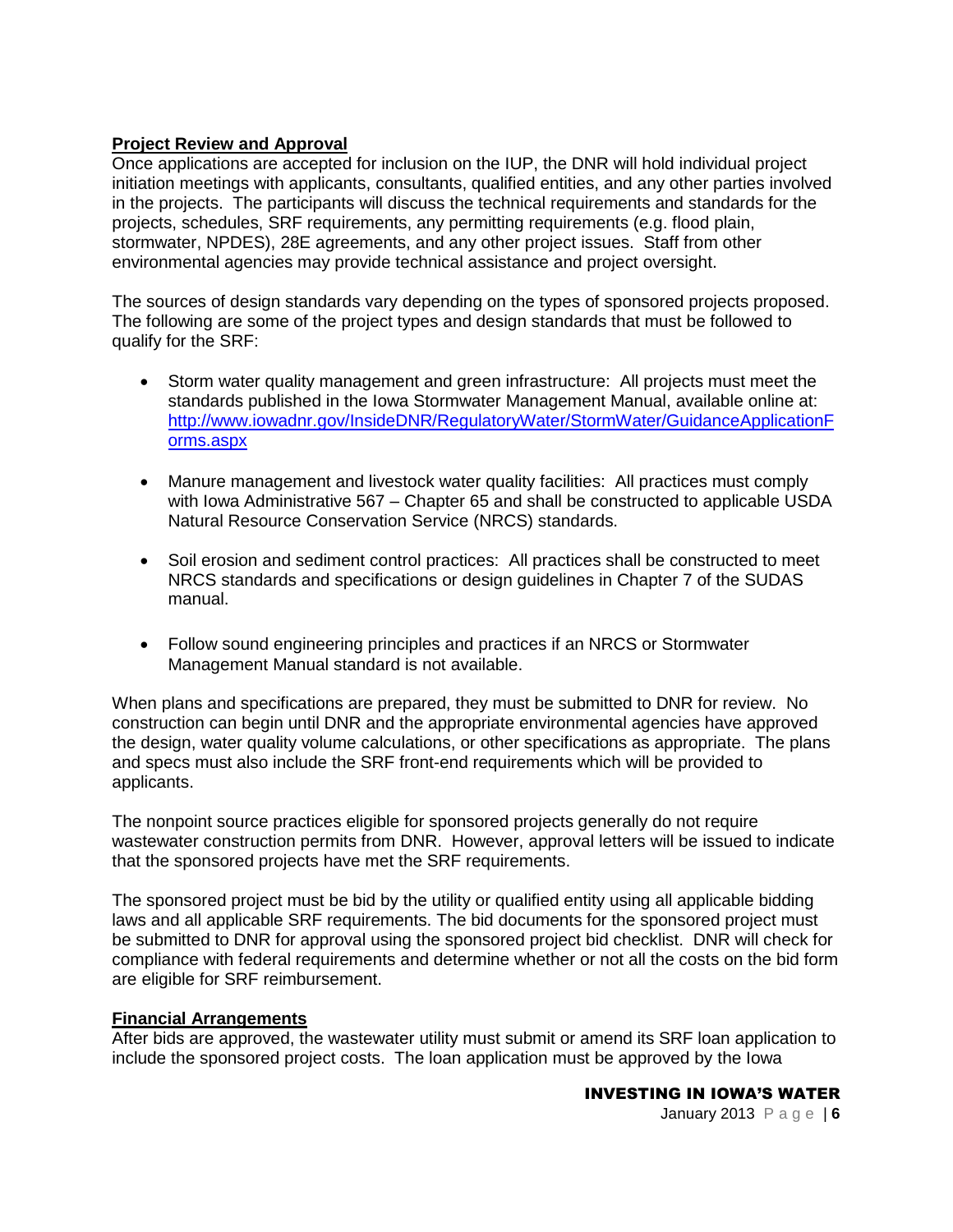**Project Review and Approval**

Once applications are accepted for inclusion on the IUP, the DNR will hold individual project initiation meetings with applicants, consultants, qualified entities, and any other parties involved in the projects. The participants will discuss the technical requirements and standards for the projects, schedules, SRF requirements, any permitting requirements (e.g. flood plain, stormwater, NPDES), 28E agreements, and any other project issues. Staff from other environmental agencies may provide technical assistance and project oversight.

The sources of design standards vary depending on the types of sponsored projects proposed. The following are some of the project types and design standards that must be followed to qualify for the SRF:

- Storm water quality management and green infrastructure: All projects must meet the standards published in the Iowa Stormwater Management Manual, available online at: [http://www.iowadnr.gov/InsideDNR/RegulatoryWater/StormWater/GuidanceApplicationForms.aspx](http://www.iowadnr.gov/InsideDNR/RegulatoryWater/StormWater/GuidanceApplicationForms.aspx)

- Manure management and livestock water quality facilities: All practices must comply with Iowa Administrative 567 – Chapter 65 and shall be constructed to applicable USDA Natural Resource Conservation Service (NRCS) standards.

- Soil erosion and sediment control practices: All practices shall be constructed to meet NRCS standards and specifications or design guidelines in Chapter 7 of the SUDAS manual.

- Follow sound engineering principles and practices if an NRCS or Stormwater Management Manual standard is not available.

When plans and specifications are prepared, they must be submitted to DNR for review. No construction can begin until DNR and the appropriate environmental agencies have approved the design, water quality volume calculations, or other specifications as appropriate. The plans and specs must also include the SRF front-end requirements which will be provided to applicants.

The nonpoint source practices eligible for sponsored projects generally do not require wastewater construction permits from DNR. However, approval letters will be issued to indicate that the sponsored projects have met the SRF requirements.

The sponsored project must be bid by the utility or qualified entity using all applicable bidding laws and all applicable SRF requirements. The bid documents for the sponsored project must be submitted to DNR for approval using the sponsored project bid checklist. DNR will check for compliance with federal requirements and determine whether or not all the costs on the bid form are eligible for SRF reimbursement.

**Financial Arrangements**

After bids are approved, the wastewater utility must submit or amend its SRF loan application to include the sponsored project costs. The loan application must be approved by the Iowa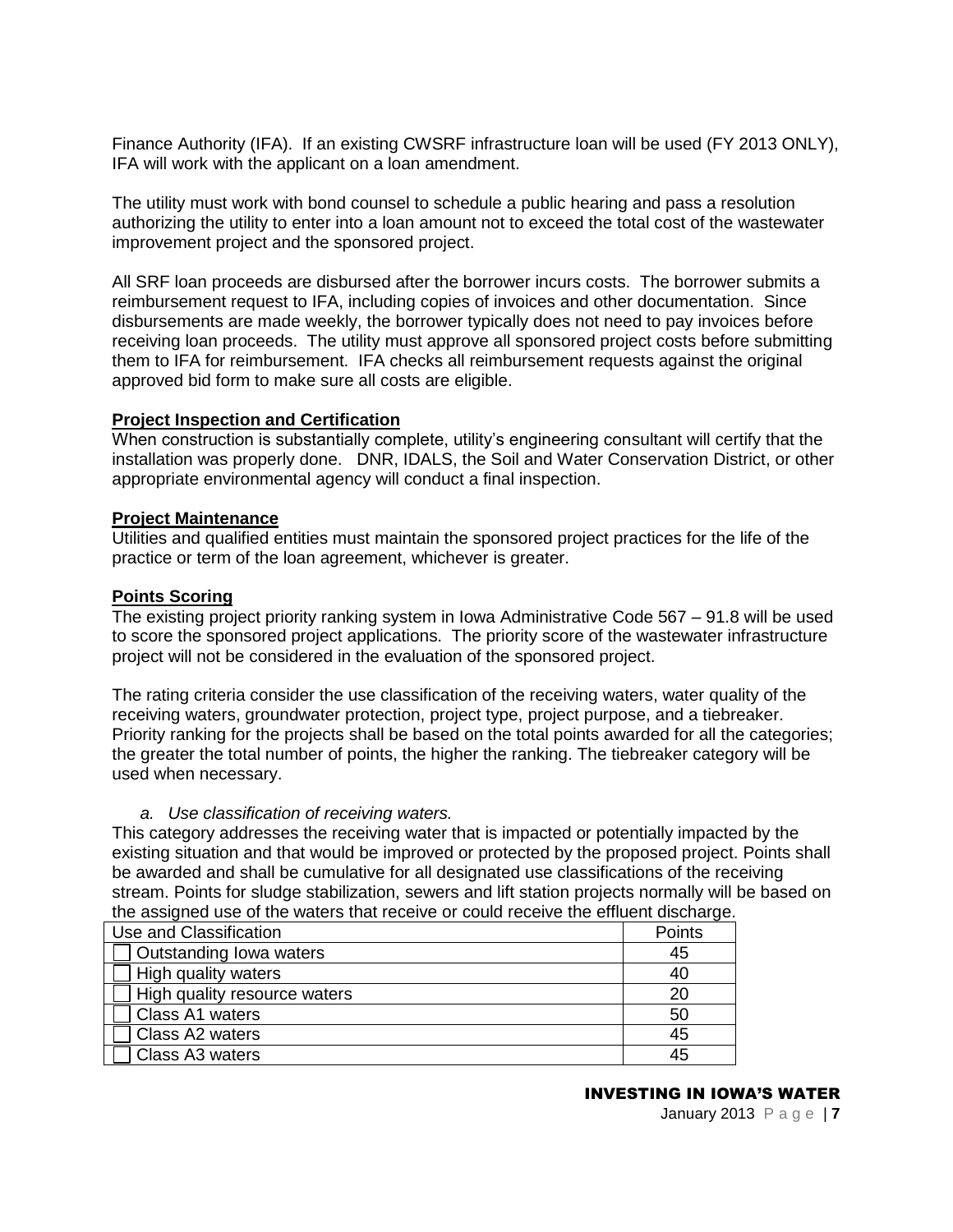Finance Authority (IFA). If an existing CWSRF infrastructure loan will be used (FY 2013 ONLY), IFA will work with the applicant on a loan amendment.

The utility must work with bond counsel to schedule a public hearing and pass a resolution authorizing the utility to enter into a loan amount not to exceed the total cost of the wastewater improvement project and the sponsored project.

All SRF loan proceeds are disbursed after the borrower incurs costs. The borrower submits a reimbursement request to IFA, including copies of invoices and other documentation. Since disbursements are made weekly, the borrower typically does not need to pay invoices before receiving loan proceeds. The utility must approve all sponsored project costs before submitting them to IFA for reimbursement. IFA checks all reimbursement requests against the original approved bid form to make sure all costs are eligible.

**Project Inspection and Certification**

When construction is substantially complete, utility's engineering consultant will certify that the installation was properly done. DNR, IDALS, the Soil and Water Conservation District, or other appropriate environmental agency will conduct a final inspection.

**Project Maintenance**

Utilities and qualified entities must maintain the sponsored project practices for the life of the practice or term of the loan agreement, whichever is greater.

**Points Scoring**

The existing project priority ranking system in Iowa Administrative Code 567 – 91.8 will be used to score the sponsored project applications. The priority score of the wastewater infrastructure project will not be considered in the evaluation of the sponsored project.

The rating criteria consider the use classification of the receiving waters, water quality of the receiving waters, groundwater protection, project type, project purpose, and a tiebreaker. Priority ranking for the projects shall be based on the total points awarded for all the categories; the greater the total number of points, the higher the ranking. The tiebreaker category will be used when necessary.

*a. Use classification of receiving waters.*

This category addresses the receiving water that is impacted or potentially impacted by the existing situation and that would be improved or protected by the proposed project. Points shall be awarded and shall be cumulative for all designated use classifications of the receiving stream. Points for sludge stabilization, sewers and lift station projects normally will be based on the assigned use of the waters that receive or could receive the effluent discharge.

| Use and Classification | Points |
|---|---|
| ☐ Outstanding Iowa waters | 45 |
| ☐ High quality waters | 40 |
| ☐ High quality resource waters | 20 |
| ☐ Class A1 waters | 50 |
| ☐ Class A2 waters | 45 |
| ☐ Class A3 waters | 45 |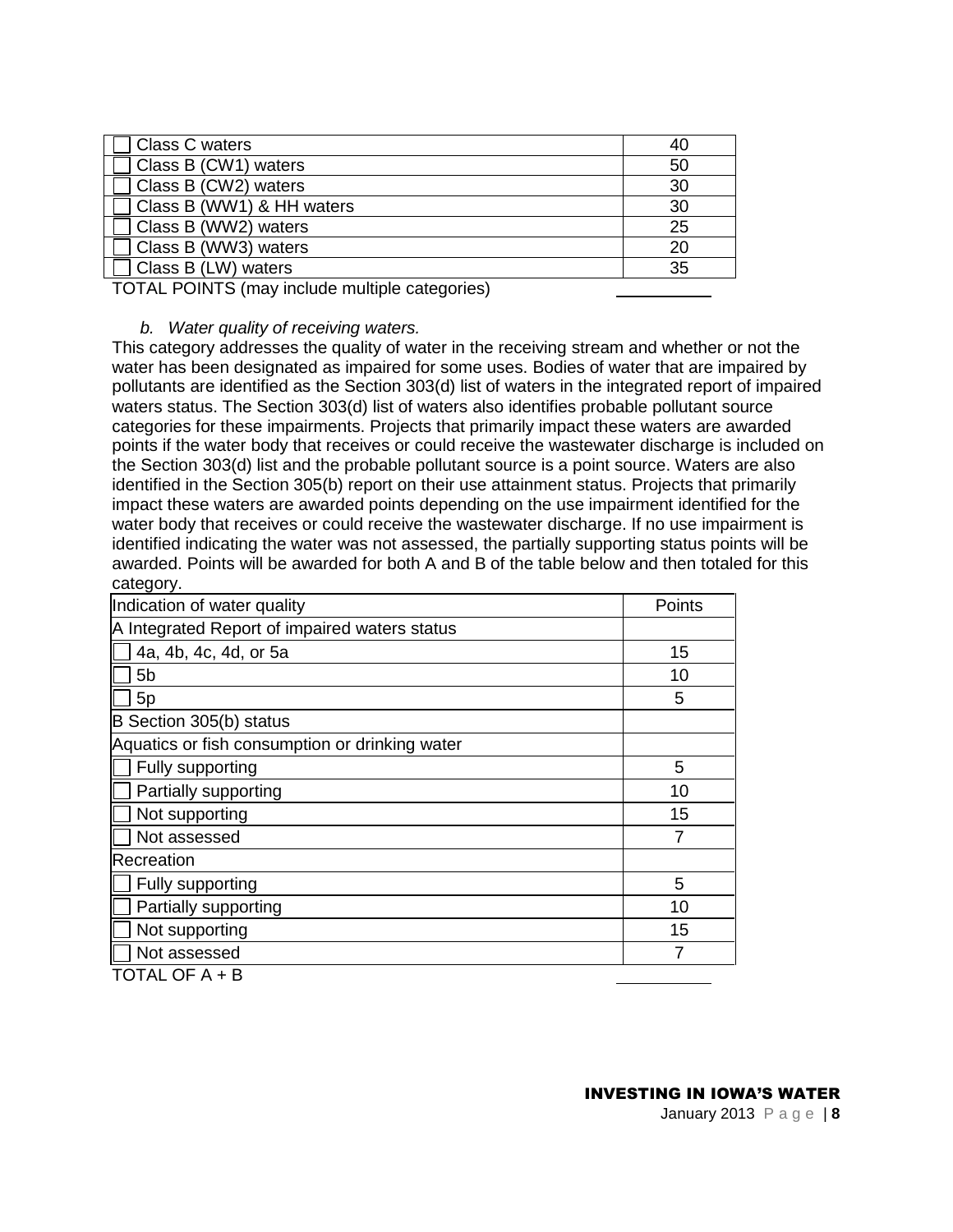| | |
|---|---|
| ☐ Class C waters | 40 |
| ☐ Class B (CW1) waters | 50 |
| ☐ Class B (CW2) waters | 30 |
| ☐ Class B (WW1) & HH waters | 30 |
| ☐ Class B (WW2) waters | 25 |
| ☐ Class B (WW3) waters | 20 |
| ☐ Class B (LW) waters | 35 |

TOTAL POINTS (may include multiple categories) \_\_\_\_\_\_\_\_\_\_

*b. Water quality of receiving waters.*

This category addresses the quality of water in the receiving stream and whether or not the water has been designated as impaired for some uses. Bodies of water that are impaired by pollutants are identified as the Section 303(d) list of waters in the integrated report of impaired waters status. The Section 303(d) list of waters also identifies probable pollutant source categories for these impairments. Projects that primarily impact these waters are awarded points if the water body that receives or could receive the wastewater discharge is included on the Section 303(d) list and the probable pollutant source is a point source. Waters are also identified in the Section 305(b) report on their use attainment status. Projects that primarily impact these waters are awarded points depending on the use impairment identified for the water body that receives or could receive the wastewater discharge. If no use impairment is identified indicating the water was not assessed, the partially supporting status points will be awarded. Points will be awarded for both A and B of the table below and then totaled for this category.

| Indication of water quality | Points |
|---|---|
| A Integrated Report of impaired waters status | |
| ☐ 4a, 4b, 4c, 4d, or 5a | 15 |
| ☐ 5b | 10 |
| ☐ 5p | 5 |
| B Section 305(b) status | |
| Aquatics or fish consumption or drinking water | |
| ☐ Fully supporting | 5 |
| ☐ Partially supporting | 10 |
| ☐ Not supporting | 15 |
| ☐ Not assessed | 7 |
| Recreation | |
| ☐ Fully supporting | 5 |
| ☐ Partially supporting | 10 |
| ☐ Not supporting | 15 |
| ☐ Not assessed | 7 |

TOTAL OF A + B \_\_\_\_\_\_\_\_\_\_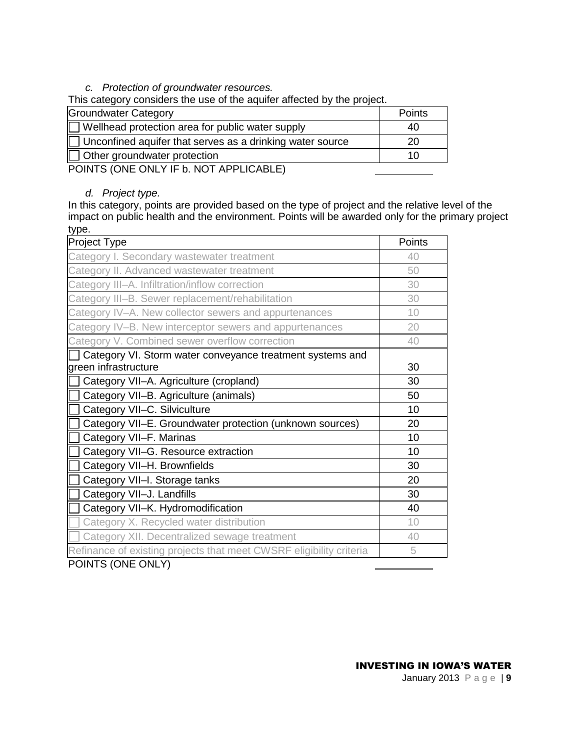*c. Protection of groundwater resources.*

This category considers the use of the aquifer affected by the project.

| Groundwater Category | Points |
|---|---|
| ☐ Wellhead protection area for public water supply | 40 |
| ☐ Unconfined aquifer that serves as a drinking water source | 20 |
| ☐ Other groundwater protection | 10 |

POINTS (ONE ONLY IF b. NOT APPLICABLE) \_\_\_\_\_\_\_\_\_\_

*d. Project type.*

In this category, points are provided based on the type of project and the relative level of the impact on public health and the environment. Points will be awarded only for the primary project type.

| Project Type | Points |
|---|---|
| Category I. Secondary wastewater treatment | 40 |
| Category II. Advanced wastewater treatment | 50 |
| Category III–A. Infiltration/inflow correction | 30 |
| Category III–B. Sewer replacement/rehabilitation | 30 |
| Category IV–A. New collector sewers and appurtenances | 10 |
| Category IV–B. New interceptor sewers and appurtenances | 20 |
| Category V. Combined sewer overflow correction | 40 |
| ☐ Category VI. Storm water conveyance treatment systems and green infrastructure | 30 |
| ☐ Category VII–A. Agriculture (cropland) | 30 |
| ☐ Category VII–B. Agriculture (animals) | 50 |
| ☐ Category VII–C. Silviculture | 10 |
| ☐ Category VII–E. Groundwater protection (unknown sources) | 20 |
| ☐ Category VII–F. Marinas | 10 |
| ☐ Category VII–G. Resource extraction | 10 |
| ☐ Category VII–H. Brownfields | 30 |
| ☐ Category VII–I. Storage tanks | 20 |
| ☐ Category VII–J. Landfills | 30 |
| ☐ Category VII–K. Hydromodification | 40 |
| ☐ Category X. Recycled water distribution | 10 |
| ☐ Category XII. Decentralized sewage treatment | 40 |
| Refinance of existing projects that meet CWSRF eligibility criteria | 5 |

POINTS (ONE ONLY) \_\_\_\_\_\_\_\_\_\_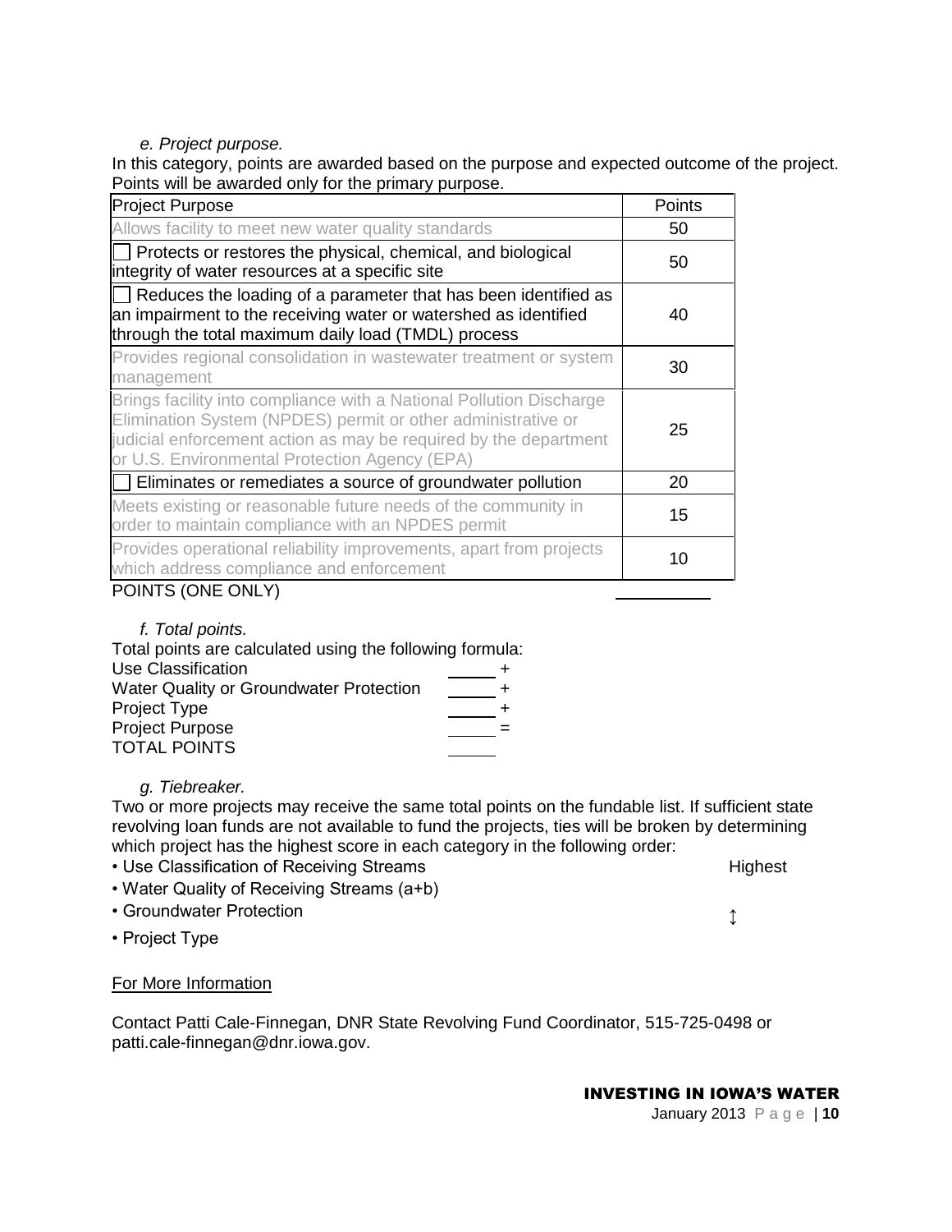*e. Project purpose.*

In this category, points are awarded based on the purpose and expected outcome of the project. Points will be awarded only for the primary purpose.

| Project Purpose | Points |
|---|---|
| Allows facility to meet new water quality standards | 50 |
| ☐ Protects or restores the physical, chemical, and biological integrity of water resources at a specific site | 50 |
| ☐ Reduces the loading of a parameter that has been identified as an impairment to the receiving water or watershed as identified through the total maximum daily load (TMDL) process | 40 |
| Provides regional consolidation in wastewater treatment or system management | 30 |
| Brings facility into compliance with a National Pollution Discharge Elimination System (NPDES) permit or other administrative or judicial enforcement action as may be required by the department or U.S. Environmental Protection Agency (EPA) | 25 |
| ☐ Eliminates or remediates a source of groundwater pollution | 20 |
| Meets existing or reasonable future needs of the community in order to maintain compliance with an NPDES permit | 15 |
| Provides operational reliability improvements, apart from projects which address compliance and enforcement | 10 |

POINTS (ONE ONLY) __________

*f. Total points.*

Total points are calculated using the following formula:

Use Classification ______ +
Water Quality or Groundwater Protection ______ +
Project Type ______ +
Project Purpose ______ =
TOTAL POINTS ______

*g. Tiebreaker.*

Two or more projects may receive the same total points on the fundable list. If sufficient state revolving loan funds are not available to fund the projects, ties will be broken by determining which project has the highest score in each category in the following order:

- Use Classification of Receiving Streams — Highest
- Water Quality of Receiving Streams (a+b)
- Groundwater Protection ↕
- Project Type

For More Information

Contact Patti Cale-Finnegan, DNR State Revolving Fund Coordinator, 515-725-0498 or patti.cale-finnegan@dnr.iowa.gov.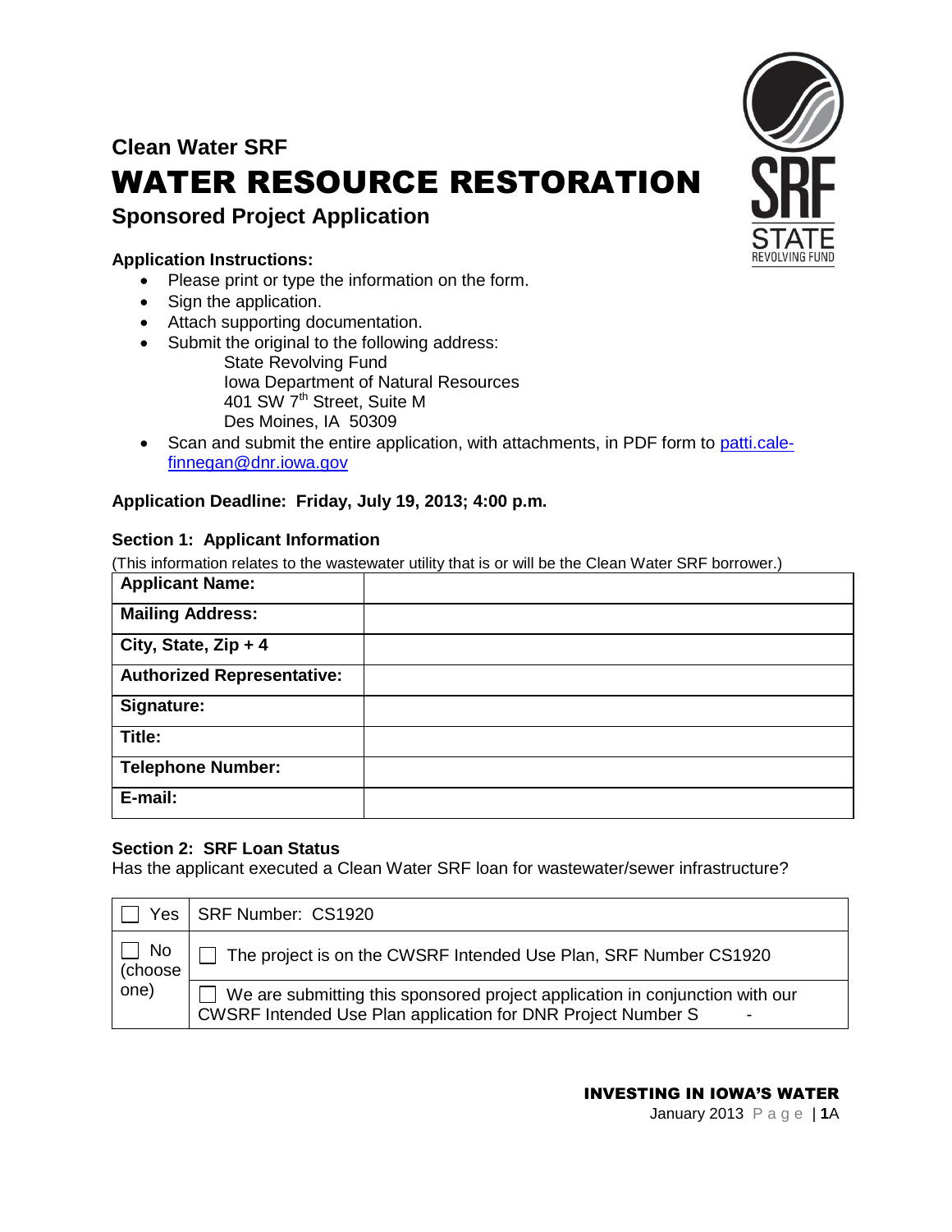# Clean Water SRF

# WATER RESOURCE RESTORATION

## Sponsored Project Application

**Application Instructions:**

- Please print or type the information on the form.
- Sign the application.
- Attach supporting documentation.
- Submit the original to the following address:
  State Revolving Fund
  Iowa Department of Natural Resources
  401 SW 7th Street, Suite M
  Des Moines, IA 50309
- Scan and submit the entire application, with attachments, in PDF form to patti.cale-finnegan@dnr.iowa.gov

**Application Deadline: Friday, July 19, 2013; 4:00 p.m.**

### Section 1: Applicant Information

(This information relates to the wastewater utility that is or will be the Clean Water SRF borrower.)

| | |
|---|---|
| **Applicant Name:** | |
| **Mailing Address:** | |
| **City, State, Zip + 4** | |
| **Authorized Representative:** | |
| **Signature:** | |
| **Title:** | |
| **Telephone Number:** | |
| **E-mail:** | |

### Section 2: SRF Loan Status

Has the applicant executed a Clean Water SRF loan for wastewater/sewer infrastructure?

| | |
|---|---|
| ☐ Yes | SRF Number: CS1920 |
| ☐ No (choose one) | ☐ The project is on the CWSRF Intended Use Plan, SRF Number CS1920 |
| | ☐ We are submitting this sponsored project application in conjunction with our CWSRF Intended Use Plan application for DNR Project Number S - |

**INVESTING IN IOWA'S WATER**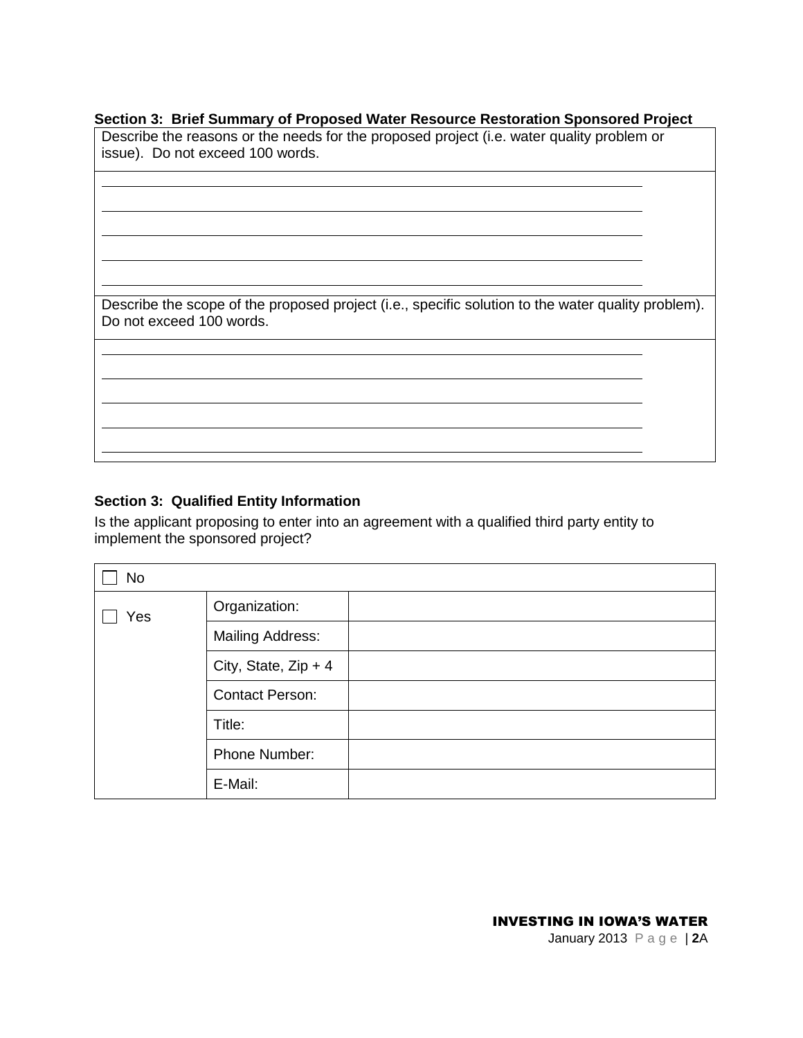### Section 3: Brief Summary of Proposed Water Resource Restoration Sponsored Project

| |
|---|
| Describe the reasons or the needs for the proposed project (i.e. water quality problem or issue). Do not exceed 100 words. |
| |
| Describe the scope of the proposed project (i.e., specific solution to the water quality problem). Do not exceed 100 words. |
| |

### Section 3: Qualified Entity Information

Is the applicant proposing to enter into an agreement with a qualified third party entity to implement the sponsored project?

| | | |
|---|---|---|
| ☐ No | | |
| ☐ Yes | Organization: | |
| | Mailing Address: | |
| | City, State, Zip + 4 | |
| | Contact Person: | |
| | Title: | |
| | Phone Number: | |
| | E-Mail: | |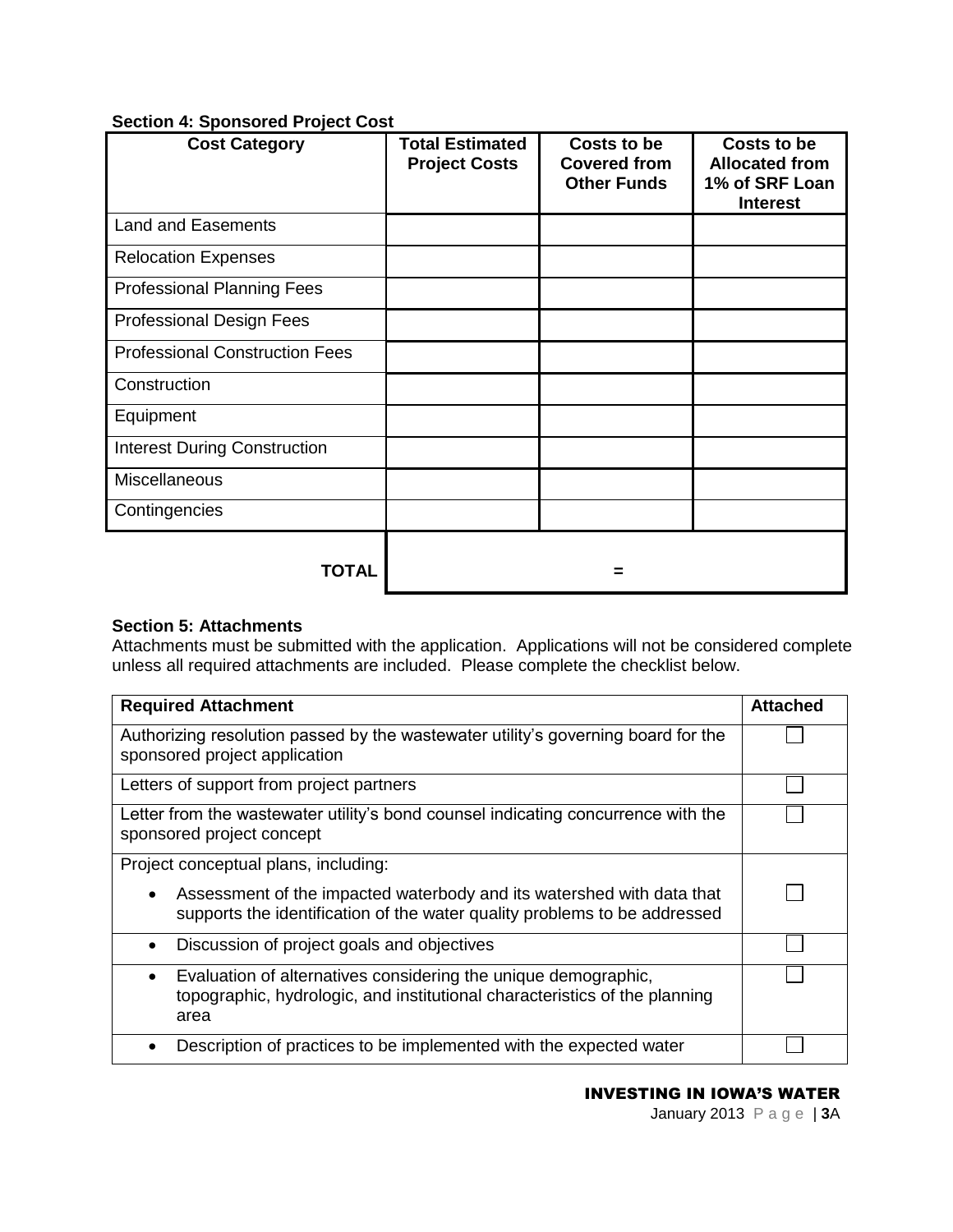**Section 4: Sponsored Project Cost**

| Cost Category | Total Estimated Project Costs | Costs to be Covered from Other Funds | Costs to be Allocated from 1% of SRF Loan Interest |
|---|---|---|---|
| Land and Easements | | | |
| Relocation Expenses | | | |
| Professional Planning Fees | | | |
| Professional Design Fees | | | |
| Professional Construction Fees | | | |
| Construction | | | |
| Equipment | | | |
| Interest During Construction | | | |
| Miscellaneous | | | |
| Contingencies | | | |
| **TOTAL** | | = | |

**Section 5: Attachments**

Attachments must be submitted with the application. Applications will not be considered complete unless all required attachments are included. Please complete the checklist below.

| Required Attachment | Attached |
|---|---|
| Authorizing resolution passed by the wastewater utility's governing board for the sponsored project application | ☐ |
| Letters of support from project partners | ☐ |
| Letter from the wastewater utility's bond counsel indicating concurrence with the sponsored project concept | ☐ |
| Project conceptual plans, including: | |
| • Assessment of the impacted waterbody and its watershed with data that supports the identification of the water quality problems to be addressed | ☐ |
| • Discussion of project goals and objectives | ☐ |
| • Evaluation of alternatives considering the unique demographic, topographic, hydrologic, and institutional characteristics of the planning area | ☐ |
| • Description of practices to be implemented with the expected water | ☐ |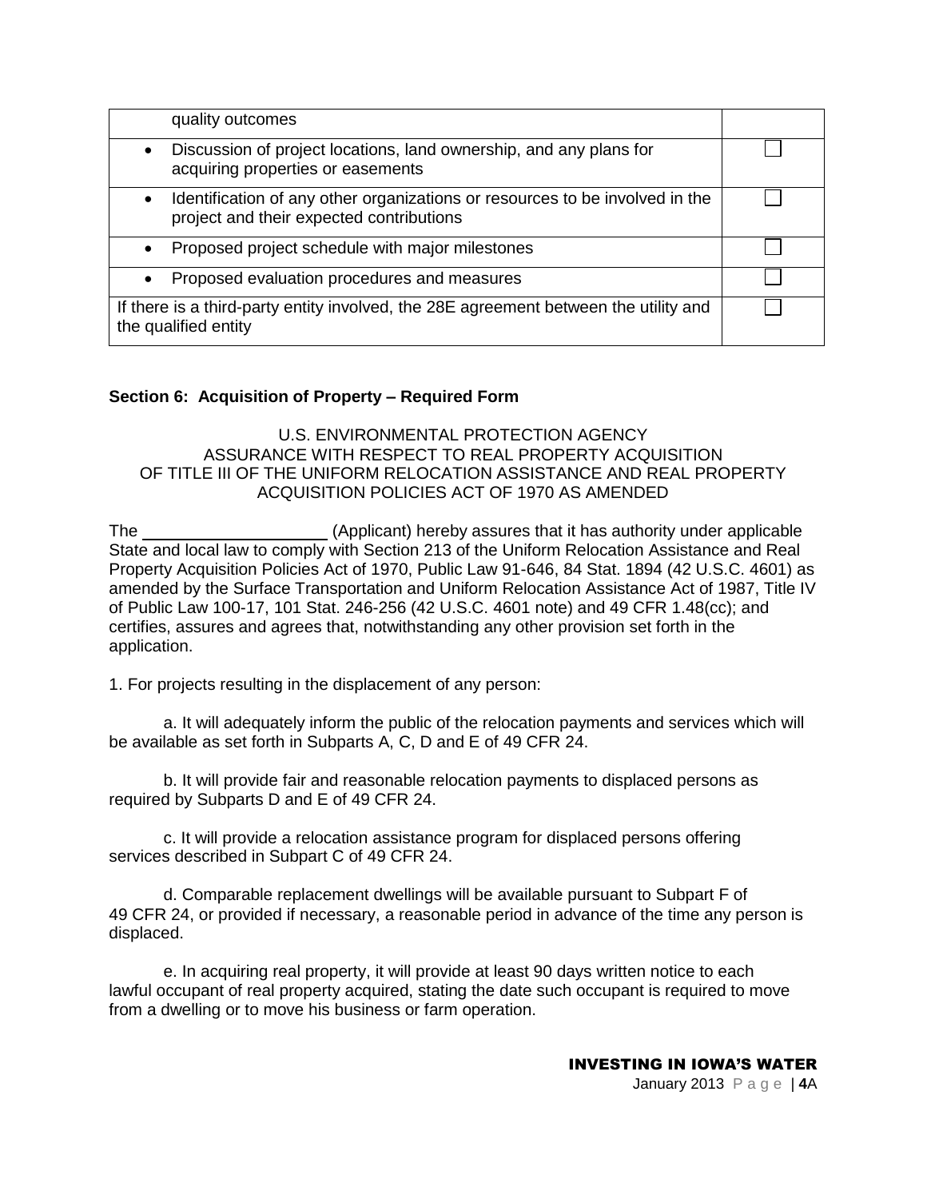| | |
|---|---|
| quality outcomes | |
| • Discussion of project locations, land ownership, and any plans for acquiring properties or easements | ☐ |
| • Identification of any other organizations or resources to be involved in the project and their expected contributions | ☐ |
| • Proposed project schedule with major milestones | ☐ |
| • Proposed evaluation procedures and measures | ☐ |
| If there is a third-party entity involved, the 28E agreement between the utility and the qualified entity | ☐ |

**Section 6: Acquisition of Property – Required Form**

U.S. ENVIRONMENTAL PROTECTION AGENCY
ASSURANCE WITH RESPECT TO REAL PROPERTY ACQUISITION
OF TITLE III OF THE UNIFORM RELOCATION ASSISTANCE AND REAL PROPERTY ACQUISITION POLICIES ACT OF 1970 AS AMENDED

The ____________________ (Applicant) hereby assures that it has authority under applicable State and local law to comply with Section 213 of the Uniform Relocation Assistance and Real Property Acquisition Policies Act of 1970, Public Law 91-646, 84 Stat. 1894 (42 U.S.C. 4601) as amended by the Surface Transportation and Uniform Relocation Assistance Act of 1987, Title IV of Public Law 100-17, 101 Stat. 246-256 (42 U.S.C. 4601 note) and 49 CFR 1.48(cc); and certifies, assures and agrees that, notwithstanding any other provision set forth in the application.

1. For projects resulting in the displacement of any person:

a. It will adequately inform the public of the relocation payments and services which will be available as set forth in Subparts A, C, D and E of 49 CFR 24.

b. It will provide fair and reasonable relocation payments to displaced persons as required by Subparts D and E of 49 CFR 24.

c. It will provide a relocation assistance program for displaced persons offering services described in Subpart C of 49 CFR 24.

d. Comparable replacement dwellings will be available pursuant to Subpart F of 49 CFR 24, or provided if necessary, a reasonable period in advance of the time any person is displaced.

e. In acquiring real property, it will provide at least 90 days written notice to each lawful occupant of real property acquired, stating the date such occupant is required to move from a dwelling or to move his business or farm operation.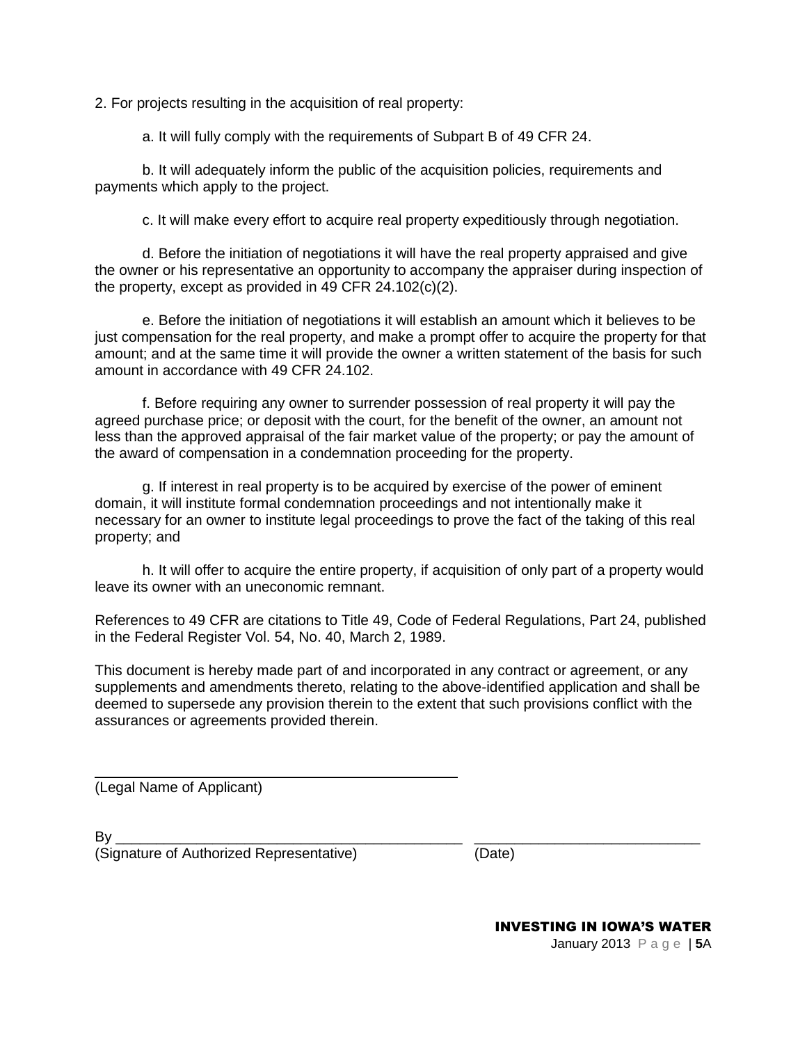2. For projects resulting in the acquisition of real property:

a. It will fully comply with the requirements of Subpart B of 49 CFR 24.

b. It will adequately inform the public of the acquisition policies, requirements and payments which apply to the project.

c. It will make every effort to acquire real property expeditiously through negotiation.

d. Before the initiation of negotiations it will have the real property appraised and give the owner or his representative an opportunity to accompany the appraiser during inspection of the property, except as provided in 49 CFR 24.102(c)(2).

e. Before the initiation of negotiations it will establish an amount which it believes to be just compensation for the real property, and make a prompt offer to acquire the property for that amount; and at the same time it will provide the owner a written statement of the basis for such amount in accordance with 49 CFR 24.102.

f. Before requiring any owner to surrender possession of real property it will pay the agreed purchase price; or deposit with the court, for the benefit of the owner, an amount not less than the approved appraisal of the fair market value of the property; or pay the amount of the award of compensation in a condemnation proceeding for the property.

g. If interest in real property is to be acquired by exercise of the power of eminent domain, it will institute formal condemnation proceedings and not intentionally make it necessary for an owner to institute legal proceedings to prove the fact of the taking of this real property; and

h. It will offer to acquire the entire property, if acquisition of only part of a property would leave its owner with an uneconomic remnant.

References to 49 CFR are citations to Title 49, Code of Federal Regulations, Part 24, published in the Federal Register Vol. 54, No. 40, March 2, 1989.

This document is hereby made part of and incorporated in any contract or agreement, or any supplements and amendments thereto, relating to the above-identified application and shall be deemed to supersede any provision therein to the extent that such provisions conflict with the assurances or agreements provided therein.

______________________________________________
(Legal Name of Applicant)

By ___________________________________________ ____________________________
(Signature of Authorized Representative) (Date)